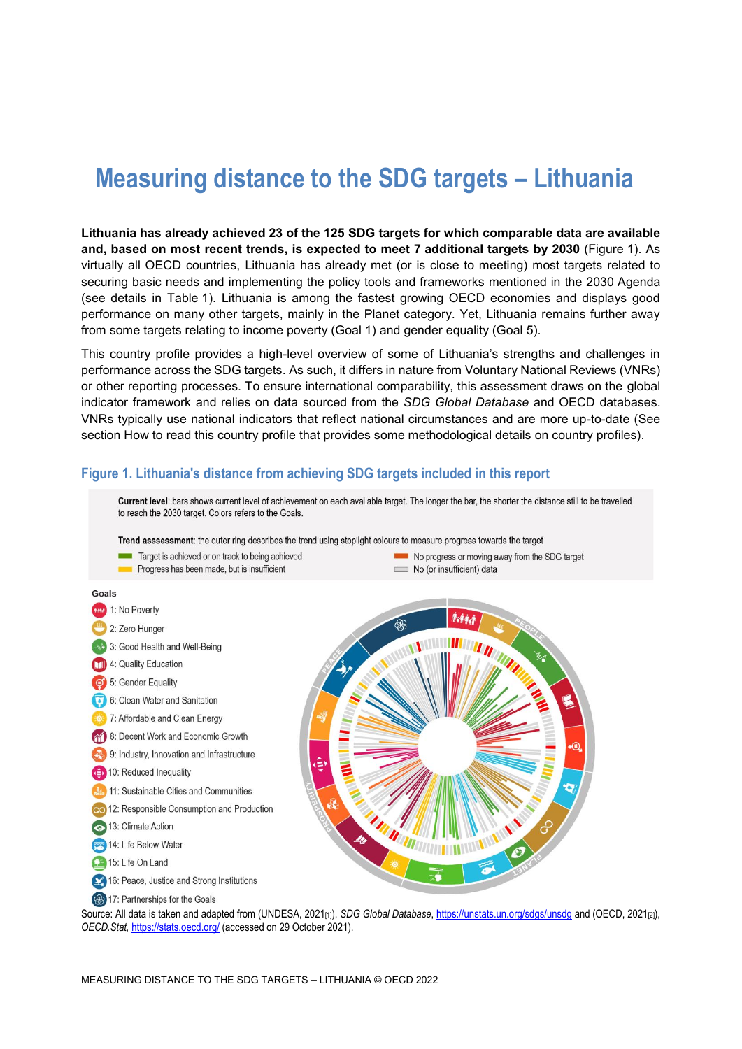# Measuring distance to the SDG targets – Lithuania

**Lithuania has already achieved 23 of the 125 SDG targets for which comparable data are available and, based on most recent trends, is expected to meet 7 additional targets by 2030** (Figure 1). As virtually all OECD countries, Lithuania has already met (or is close to meeting) most targets related to securing basic needs and implementing the policy tools and frameworks mentioned in the 2030 Agenda (see details in Table 1). Lithuania is among the fastest growing OECD economies and displays good performance on many other targets, mainly in the Planet category. Yet, Lithuania remains further away from some targets relating to income poverty (Goal 1) and gender equality (Goal 5).

This country profile provides a high-level overview of some of Lithuania's strengths and challenges in performance across the SDG targets. As such, it differs in nature from Voluntary National Reviews (VNRs) or other reporting processes. To ensure international comparability, this assessment draws on the global indicator framework and relies on data sourced from the *SDG Global Database* and OECD databases. VNRs typically use national indicators that reflect national circumstances and are more up-to-date (See section How to read this country profile that provides some methodological details on country profiles).

## Figure 1. Lithuania's distance from achieving SDG targets included in this report

**Current level**: bars shows current level of achievement on each available target. The longer the bar, the shorter the distance still to be travelled to reach the 2030 target. Colors refers to the Goals.

**Trend asssessment**: the outer ring describes the trend using stoplight colours to measure progress towards the target

- Target is achieved or on track to being achieved
- Progress has been made, but is insufficient
- No progress or moving away from the SDG target
- No (or insufficient) data

**Goals**

- 1: No Poverty
- 2: Zero Hunger
- 3: Good Health and Well-Being
- 4: Quality Education
- 5: Gender Equality
- 6: Clean Water and Sanitation
- 7: Affordable and Clean Energy
- 8: Decent Work and Economic Growth
- 9: Industry, Innovation and Infrastructure
- 10: Reduced Inequality
- 11: Sustainable Cities and Communities
- 12: Responsible Consumption and Production
- 13: Climate Action
- 14: Life Below Water
- 15: Life On Land
- 16: Peace, Justice and Strong Institutions
- 17: Partnerships for the Goals

Source: All data is taken and adapted from (UNDESA, 2021[1]), *SDG Global Database*, https://unstats.un.org/sdgs/unsdg and (OECD, 2021[2]), *OECD.Stat*, https://stats.oecd.org/ (accessed on 29 October 2021).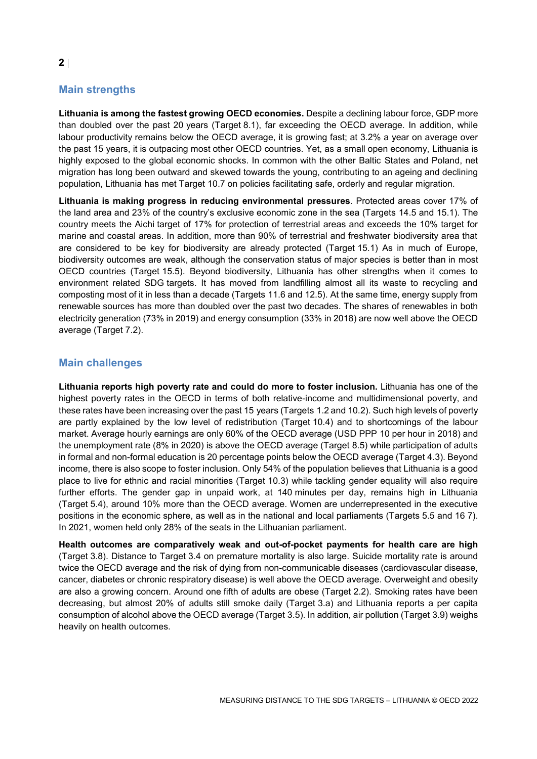## Main strengths

**Lithuania is among the fastest growing OECD economies.** Despite a declining labour force, GDP more than doubled over the past 20 years (Target 8.1), far exceeding the OECD average. In addition, while labour productivity remains below the OECD average, it is growing fast; at 3.2% a year on average over the past 15 years, it is outpacing most other OECD countries. Yet, as a small open economy, Lithuania is highly exposed to the global economic shocks. In common with the other Baltic States and Poland, net migration has long been outward and skewed towards the young, contributing to an ageing and declining population, Lithuania has met Target 10.7 on policies facilitating safe, orderly and regular migration.

**Lithuania is making progress in reducing environmental pressures**. Protected areas cover 17% of the land area and 23% of the country's exclusive economic zone in the sea (Targets 14.5 and 15.1). The country meets the Aichi target of 17% for protection of terrestrial areas and exceeds the 10% target for marine and coastal areas. In addition, more than 90% of terrestrial and freshwater biodiversity area that are considered to be key for biodiversity are already protected (Target 15.1) As in much of Europe, biodiversity outcomes are weak, although the conservation status of major species is better than in most OECD countries (Target 15.5). Beyond biodiversity, Lithuania has other strengths when it comes to environment related SDG targets. It has moved from landfilling almost all its waste to recycling and composting most of it in less than a decade (Targets 11.6 and 12.5). At the same time, energy supply from renewable sources has more than doubled over the past two decades. The shares of renewables in both electricity generation (73% in 2019) and energy consumption (33% in 2018) are now well above the OECD average (Target 7.2).

## Main challenges

**Lithuania reports high poverty rate and could do more to foster inclusion.** Lithuania has one of the highest poverty rates in the OECD in terms of both relative-income and multidimensional poverty, and these rates have been increasing over the past 15 years (Targets 1.2 and 10.2). Such high levels of poverty are partly explained by the low level of redistribution (Target 10.4) and to shortcomings of the labour market. Average hourly earnings are only 60% of the OECD average (USD PPP 10 per hour in 2018) and the unemployment rate (8% in 2020) is above the OECD average (Target 8.5) while participation of adults in formal and non-formal education is 20 percentage points below the OECD average (Target 4.3). Beyond income, there is also scope to foster inclusion. Only 54% of the population believes that Lithuania is a good place to live for ethnic and racial minorities (Target 10.3) while tackling gender equality will also require further efforts. The gender gap in unpaid work, at 140 minutes per day, remains high in Lithuania (Target 5.4), around 10% more than the OECD average. Women are underrepresented in the executive positions in the economic sphere, as well as in the national and local parliaments (Targets 5.5 and 16 7). In 2021, women held only 28% of the seats in the Lithuanian parliament.

**Health outcomes are comparatively weak and out-of-pocket payments for health care are high** (Target 3.8). Distance to Target 3.4 on premature mortality is also large. Suicide mortality rate is around twice the OECD average and the risk of dying from non-communicable diseases (cardiovascular disease, cancer, diabetes or chronic respiratory disease) is well above the OECD average. Overweight and obesity are also a growing concern. Around one fifth of adults are obese (Target 2.2). Smoking rates have been decreasing, but almost 20% of adults still smoke daily (Target 3.a) and Lithuania reports a per capita consumption of alcohol above the OECD average (Target 3.5). In addition, air pollution (Target 3.9) weighs heavily on health outcomes.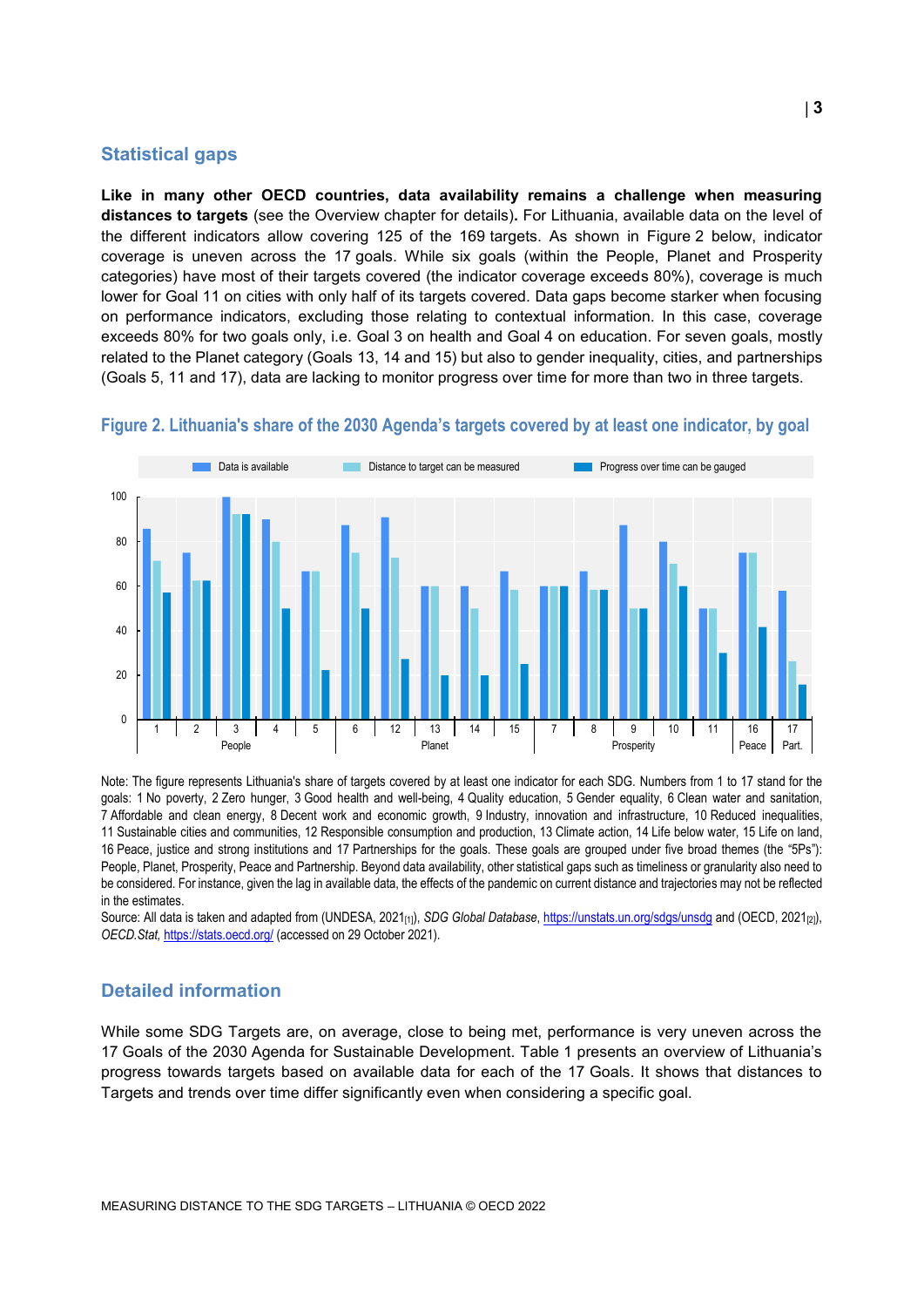## Statistical gaps

**Like in many other OECD countries, data availability remains a challenge when measuring distances to targets** (see the Overview chapter for details)**.** For Lithuania, available data on the level of the different indicators allow covering 125 of the 169 targets. As shown in Figure 2 below, indicator coverage is uneven across the 17 goals. While six goals (within the People, Planet and Prosperity categories) have most of their targets covered (the indicator coverage exceeds 80%), coverage is much lower for Goal 11 on cities with only half of its targets covered. Data gaps become starker when focusing on performance indicators, excluding those relating to contextual information. In this case, coverage exceeds 80% for two goals only, i.e. Goal 3 on health and Goal 4 on education. For seven goals, mostly related to the Planet category (Goals 13, 14 and 15) but also to gender inequality, cities, and partnerships (Goals 5, 11 and 17), data are lacking to monitor progress over time for more than two in three targets.

### Figure 2. Lithuania's share of the 2030 Agenda's targets covered by at least one indicator, by goal

Note: The figure represents Lithuania's share of targets covered by at least one indicator for each SDG. Numbers from 1 to 17 stand for the goals: 1 No poverty, 2 Zero hunger, 3 Good health and well-being, 4 Quality education, 5 Gender equality, 6 Clean water and sanitation, 7 Affordable and clean energy, 8 Decent work and economic growth, 9 Industry, innovation and infrastructure, 10 Reduced inequalities, 11 Sustainable cities and communities, 12 Responsible consumption and production, 13 Climate action, 14 Life below water, 15 Life on land, 16 Peace, justice and strong institutions and 17 Partnerships for the goals. These goals are grouped under five broad themes (the "5Ps"): People, Planet, Prosperity, Peace and Partnership. Beyond data availability, other statistical gaps such as timeliness or granularity also need to be considered. For instance, given the lag in available data, the effects of the pandemic on current distance and trajectories may not be reflected in the estimates.

Source: All data is taken and adapted from (UNDESA, 2021[1]), *SDG Global Database*, https://unstats.un.org/sdgs/unsdg and (OECD, 2021[2]), *OECD.Stat*, https://stats.oecd.org/ (accessed on 29 October 2021).

## Detailed information

While some SDG Targets are, on average, close to being met, performance is very uneven across the 17 Goals of the 2030 Agenda for Sustainable Development. Table 1 presents an overview of Lithuania's progress towards targets based on available data for each of the 17 Goals. It shows that distances to Targets and trends over time differ significantly even when considering a specific goal.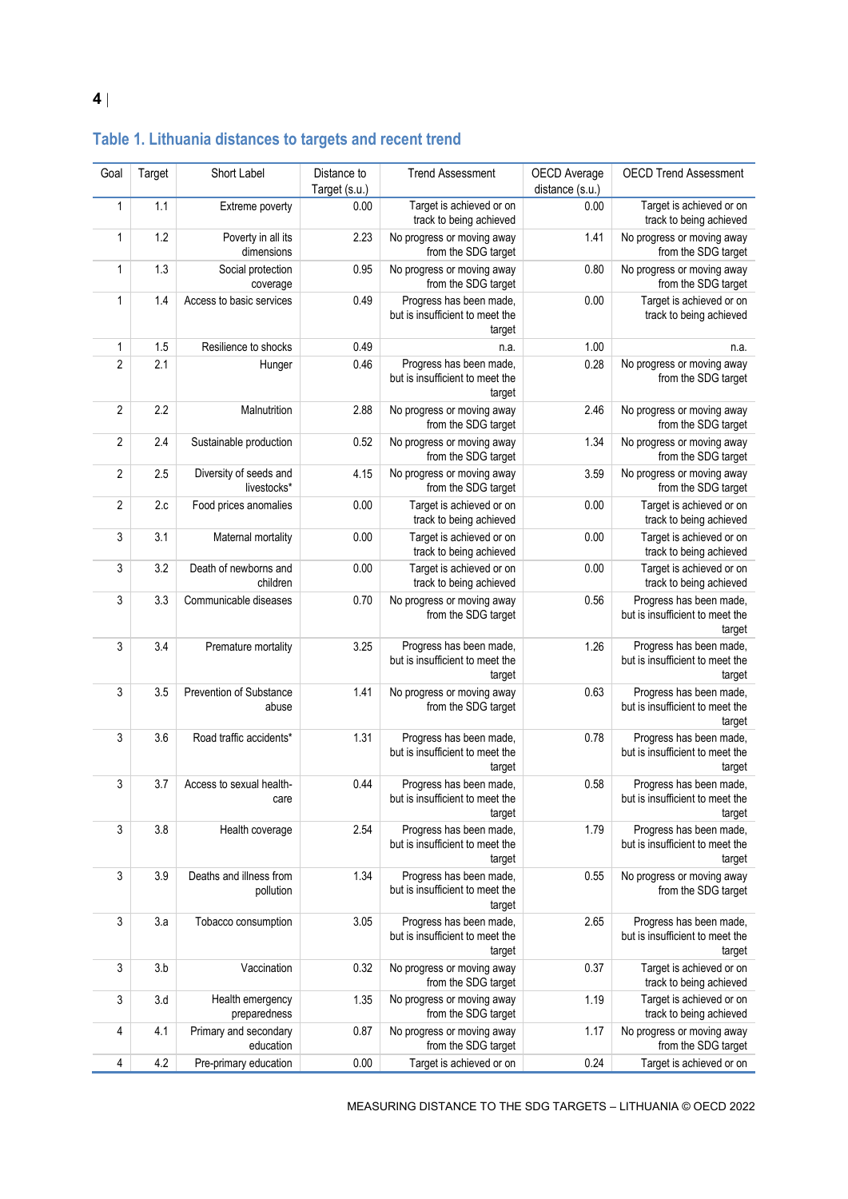## Table 1. Lithuania distances to targets and recent trend

| Goal | Target | Short Label | Distance to Target (s.u.) | Trend Assessment | OECD Average distance (s.u.) | OECD Trend Assessment |
|---|---|---|---|---|---|---|
| 1 | 1.1 | Extreme poverty | 0.00 | Target is achieved or on track to being achieved | 0.00 | Target is achieved or on track to being achieved |
| 1 | 1.2 | Poverty in all its dimensions | 2.23 | No progress or moving away from the SDG target | 1.41 | No progress or moving away from the SDG target |
| 1 | 1.3 | Social protection coverage | 0.95 | No progress or moving away from the SDG target | 0.80 | No progress or moving away from the SDG target |
| 1 | 1.4 | Access to basic services | 0.49 | Progress has been made, but is insufficient to meet the target | 0.00 | Target is achieved or on track to being achieved |
| 1 | 1.5 | Resilience to shocks | 0.49 | n.a. | 1.00 | n.a. |
| 2 | 2.1 | Hunger | 0.46 | Progress has been made, but is insufficient to meet the target | 0.28 | No progress or moving away from the SDG target |
| 2 | 2.2 | Malnutrition | 2.88 | No progress or moving away from the SDG target | 2.46 | No progress or moving away from the SDG target |
| 2 | 2.4 | Sustainable production | 0.52 | No progress or moving away from the SDG target | 1.34 | No progress or moving away from the SDG target |
| 2 | 2.5 | Diversity of seeds and livestocks* | 4.15 | No progress or moving away from the SDG target | 3.59 | No progress or moving away from the SDG target |
| 2 | 2.c | Food prices anomalies | 0.00 | Target is achieved or on track to being achieved | 0.00 | Target is achieved or on track to being achieved |
| 3 | 3.1 | Maternal mortality | 0.00 | Target is achieved or on track to being achieved | 0.00 | Target is achieved or on track to being achieved |
| 3 | 3.2 | Death of newborns and children | 0.00 | Target is achieved or on track to being achieved | 0.00 | Target is achieved or on track to being achieved |
| 3 | 3.3 | Communicable diseases | 0.70 | No progress or moving away from the SDG target | 0.56 | Progress has been made, but is insufficient to meet the target |
| 3 | 3.4 | Premature mortality | 3.25 | Progress has been made, but is insufficient to meet the target | 1.26 | Progress has been made, but is insufficient to meet the target |
| 3 | 3.5 | Prevention of Substance abuse | 1.41 | No progress or moving away from the SDG target | 0.63 | Progress has been made, but is insufficient to meet the target |
| 3 | 3.6 | Road traffic accidents* | 1.31 | Progress has been made, but is insufficient to meet the target | 0.78 | Progress has been made, but is insufficient to meet the target |
| 3 | 3.7 | Access to sexual health-care | 0.44 | Progress has been made, but is insufficient to meet the target | 0.58 | Progress has been made, but is insufficient to meet the target |
| 3 | 3.8 | Health coverage | 2.54 | Progress has been made, but is insufficient to meet the target | 1.79 | Progress has been made, but is insufficient to meet the target |
| 3 | 3.9 | Deaths and illness from pollution | 1.34 | Progress has been made, but is insufficient to meet the target | 0.55 | No progress or moving away from the SDG target |
| 3 | 3.a | Tobacco consumption | 3.05 | Progress has been made, but is insufficient to meet the target | 2.65 | Progress has been made, but is insufficient to meet the target |
| 3 | 3.b | Vaccination | 0.32 | No progress or moving away from the SDG target | 0.37 | Target is achieved or on track to being achieved |
| 3 | 3.d | Health emergency preparedness | 1.35 | No progress or moving away from the SDG target | 1.19 | Target is achieved or on track to being achieved |
| 4 | 4.1 | Primary and secondary education | 0.87 | No progress or moving away from the SDG target | 1.17 | No progress or moving away from the SDG target |
| 4 | 4.2 | Pre-primary education | 0.00 | Target is achieved or on | 0.24 | Target is achieved or on |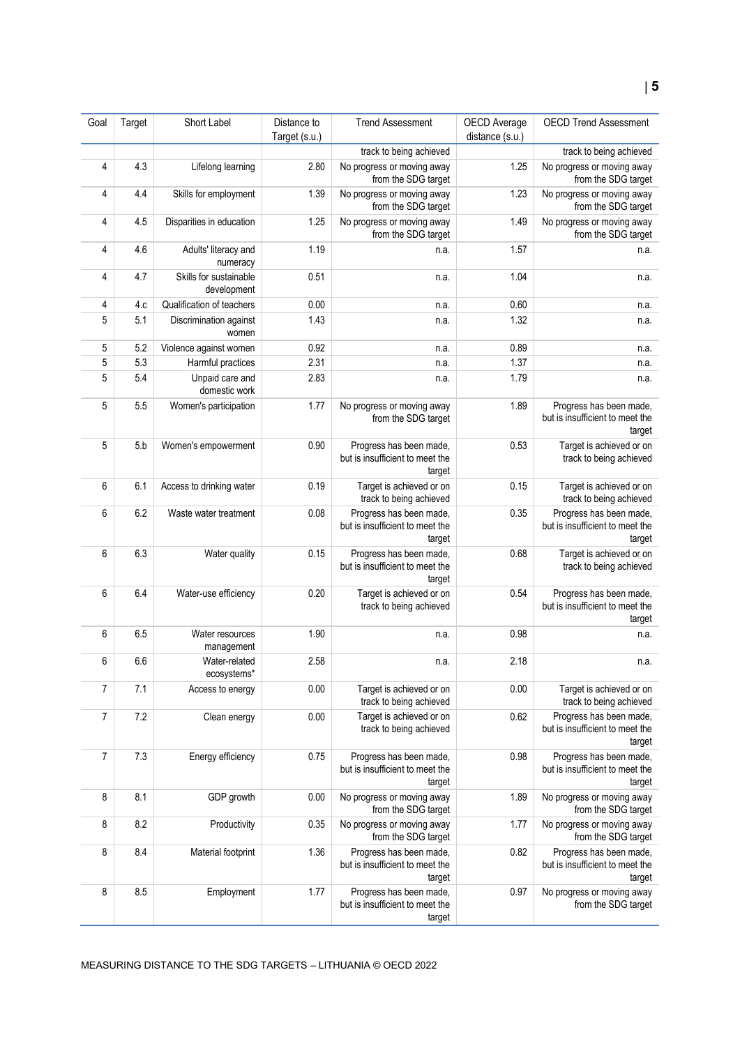| Goal | Target | Short Label | Distance to Target (s.u.) | Trend Assessment | OECD Average distance (s.u.) | OECD Trend Assessment |
|---|---|---|---|---|---|---|
| | | | | track to being achieved | | track to being achieved |
| 4 | 4.3 | Lifelong learning | 2.80 | No progress or moving away from the SDG target | 1.25 | No progress or moving away from the SDG target |
| 4 | 4.4 | Skills for employment | 1.39 | No progress or moving away from the SDG target | 1.23 | No progress or moving away from the SDG target |
| 4 | 4.5 | Disparities in education | 1.25 | No progress or moving away from the SDG target | 1.49 | No progress or moving away from the SDG target |
| 4 | 4.6 | Adults' literacy and numeracy | 1.19 | n.a. | 1.57 | n.a. |
| 4 | 4.7 | Skills for sustainable development | 0.51 | n.a. | 1.04 | n.a. |
| 4 | 4.c | Qualification of teachers | 0.00 | n.a. | 0.60 | n.a. |
| 5 | 5.1 | Discrimination against women | 1.43 | n.a. | 1.32 | n.a. |
| 5 | 5.2 | Violence against women | 0.92 | n.a. | 0.89 | n.a. |
| 5 | 5.3 | Harmful practices | 2.31 | n.a. | 1.37 | n.a. |
| 5 | 5.4 | Unpaid care and domestic work | 2.83 | n.a. | 1.79 | n.a. |
| 5 | 5.5 | Women's participation | 1.77 | No progress or moving away from the SDG target | 1.89 | Progress has been made, but is insufficient to meet the target |
| 5 | 5.b | Women's empowerment | 0.90 | Progress has been made, but is insufficient to meet the target | 0.53 | Target is achieved or on track to being achieved |
| 6 | 6.1 | Access to drinking water | 0.19 | Target is achieved or on track to being achieved | 0.15 | Target is achieved or on track to being achieved |
| 6 | 6.2 | Waste water treatment | 0.08 | Progress has been made, but is insufficient to meet the target | 0.35 | Progress has been made, but is insufficient to meet the target |
| 6 | 6.3 | Water quality | 0.15 | Progress has been made, but is insufficient to meet the target | 0.68 | Target is achieved or on track to being achieved |
| 6 | 6.4 | Water-use efficiency | 0.20 | Target is achieved or on track to being achieved | 0.54 | Progress has been made, but is insufficient to meet the target |
| 6 | 6.5 | Water resources management | 1.90 | n.a. | 0.98 | n.a. |
| 6 | 6.6 | Water-related ecosystems* | 2.58 | n.a. | 2.18 | n.a. |
| 7 | 7.1 | Access to energy | 0.00 | Target is achieved or on track to being achieved | 0.00 | Target is achieved or on track to being achieved |
| 7 | 7.2 | Clean energy | 0.00 | Target is achieved or on track to being achieved | 0.62 | Progress has been made, but is insufficient to meet the target |
| 7 | 7.3 | Energy efficiency | 0.75 | Progress has been made, but is insufficient to meet the target | 0.98 | Progress has been made, but is insufficient to meet the target |
| 8 | 8.1 | GDP growth | 0.00 | No progress or moving away from the SDG target | 1.89 | No progress or moving away from the SDG target |
| 8 | 8.2 | Productivity | 0.35 | No progress or moving away from the SDG target | 1.77 | No progress or moving away from the SDG target |
| 8 | 8.4 | Material footprint | 1.36 | Progress has been made, but is insufficient to meet the target | 0.82 | Progress has been made, but is insufficient to meet the target |
| 8 | 8.5 | Employment | 1.77 | Progress has been made, but is insufficient to meet the target | 0.97 | No progress or moving away from the SDG target |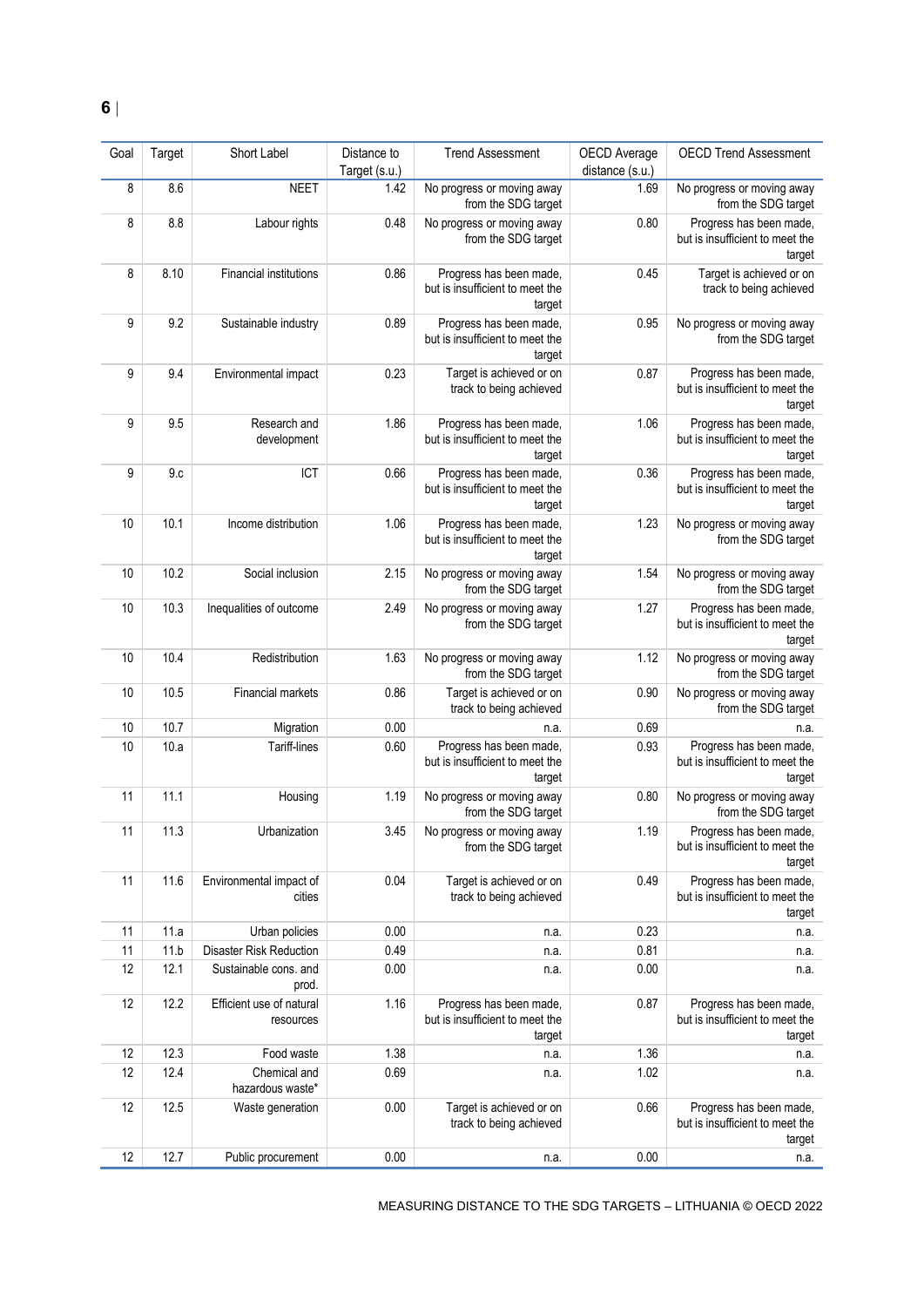| Goal | Target | Short Label | Distance to Target (s.u.) | Trend Assessment | OECD Average distance (s.u.) | OECD Trend Assessment |
|---|---|---|---|---|---|---|
| 8 | 8.6 | NEET | 1.42 | No progress or moving away from the SDG target | 1.69 | No progress or moving away from the SDG target |
| 8 | 8.8 | Labour rights | 0.48 | No progress or moving away from the SDG target | 0.80 | Progress has been made, but is insufficient to meet the target |
| 8 | 8.10 | Financial institutions | 0.86 | Progress has been made, but is insufficient to meet the target | 0.45 | Target is achieved or on track to being achieved |
| 9 | 9.2 | Sustainable industry | 0.89 | Progress has been made, but is insufficient to meet the target | 0.95 | No progress or moving away from the SDG target |
| 9 | 9.4 | Environmental impact | 0.23 | Target is achieved or on track to being achieved | 0.87 | Progress has been made, but is insufficient to meet the target |
| 9 | 9.5 | Research and development | 1.86 | Progress has been made, but is insufficient to meet the target | 1.06 | Progress has been made, but is insufficient to meet the target |
| 9 | 9.c | ICT | 0.66 | Progress has been made, but is insufficient to meet the target | 0.36 | Progress has been made, but is insufficient to meet the target |
| 10 | 10.1 | Income distribution | 1.06 | Progress has been made, but is insufficient to meet the target | 1.23 | No progress or moving away from the SDG target |
| 10 | 10.2 | Social inclusion | 2.15 | No progress or moving away from the SDG target | 1.54 | No progress or moving away from the SDG target |
| 10 | 10.3 | Inequalities of outcome | 2.49 | No progress or moving away from the SDG target | 1.27 | Progress has been made, but is insufficient to meet the target |
| 10 | 10.4 | Redistribution | 1.63 | No progress or moving away from the SDG target | 1.12 | No progress or moving away from the SDG target |
| 10 | 10.5 | Financial markets | 0.86 | Target is achieved or on track to being achieved | 0.90 | No progress or moving away from the SDG target |
| 10 | 10.7 | Migration | 0.00 | n.a. | 0.69 | n.a. |
| 10 | 10.a | Tariff-lines | 0.60 | Progress has been made, but is insufficient to meet the target | 0.93 | Progress has been made, but is insufficient to meet the target |
| 11 | 11.1 | Housing | 1.19 | No progress or moving away from the SDG target | 0.80 | No progress or moving away from the SDG target |
| 11 | 11.3 | Urbanization | 3.45 | No progress or moving away from the SDG target | 1.19 | Progress has been made, but is insufficient to meet the target |
| 11 | 11.6 | Environmental impact of cities | 0.04 | Target is achieved or on track to being achieved | 0.49 | Progress has been made, but is insufficient to meet the target |
| 11 | 11.a | Urban policies | 0.00 | n.a. | 0.23 | n.a. |
| 11 | 11.b | Disaster Risk Reduction | 0.49 | n.a. | 0.81 | n.a. |
| 12 | 12.1 | Sustainable cons. and prod. | 0.00 | n.a. | 0.00 | n.a. |
| 12 | 12.2 | Efficient use of natural resources | 1.16 | Progress has been made, but is insufficient to meet the target | 0.87 | Progress has been made, but is insufficient to meet the target |
| 12 | 12.3 | Food waste | 1.38 | n.a. | 1.36 | n.a. |
| 12 | 12.4 | Chemical and hazardous waste* | 0.69 | n.a. | 1.02 | n.a. |
| 12 | 12.5 | Waste generation | 0.00 | Target is achieved or on track to being achieved | 0.66 | Progress has been made, but is insufficient to meet the target |
| 12 | 12.7 | Public procurement | 0.00 | n.a. | 0.00 | n.a. |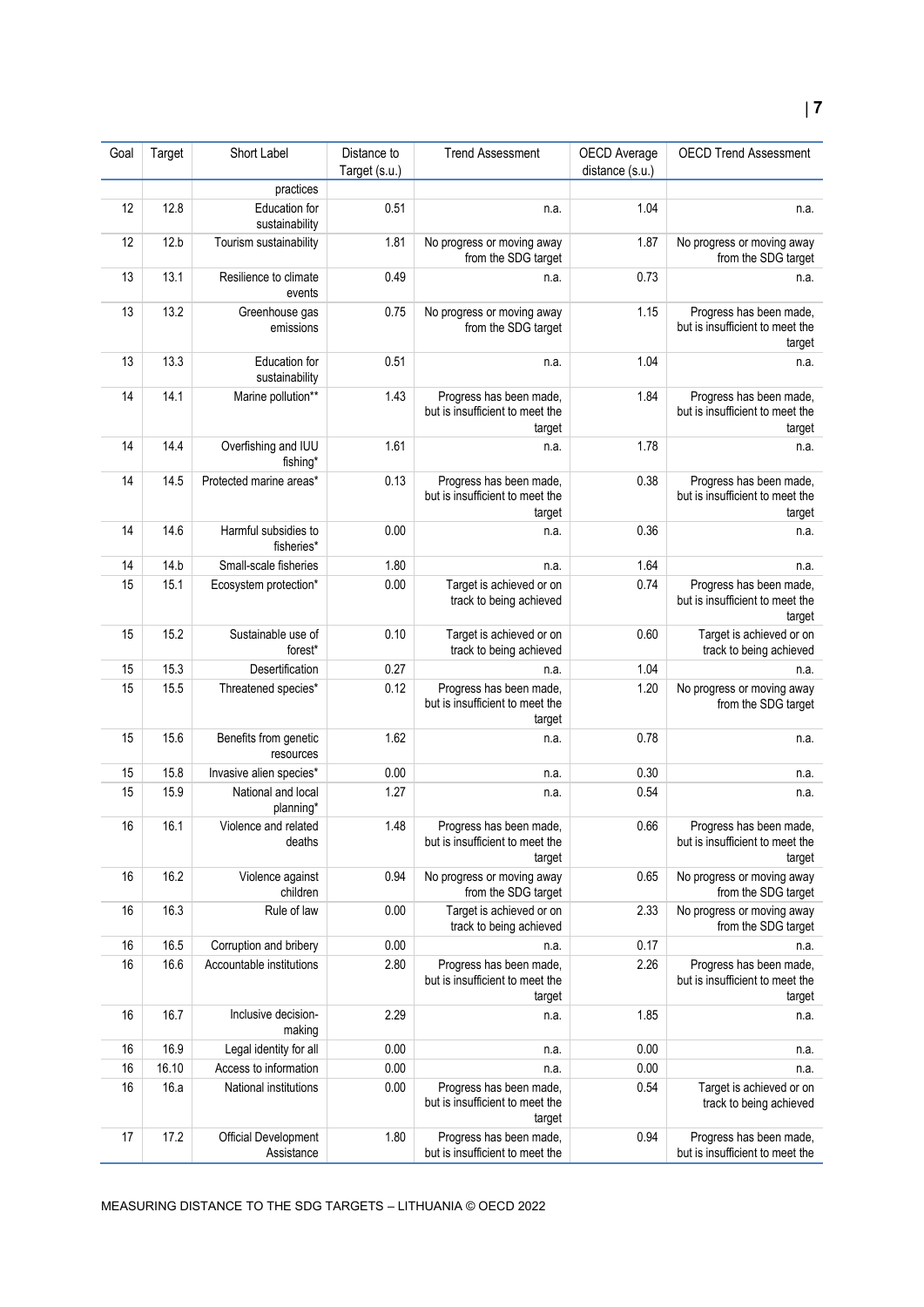| Goal | Target | Short Label | Distance to Target (s.u.) | Trend Assessment | OECD Average distance (s.u.) | OECD Trend Assessment |
|---|---|---|---|---|---|---|
| | | practices | | | | |
| 12 | 12.8 | Education for sustainability | 0.51 | n.a. | 1.04 | n.a. |
| 12 | 12.b | Tourism sustainability | 1.81 | No progress or moving away from the SDG target | 1.87 | No progress or moving away from the SDG target |
| 13 | 13.1 | Resilience to climate events | 0.49 | n.a. | 0.73 | n.a. |
| 13 | 13.2 | Greenhouse gas emissions | 0.75 | No progress or moving away from the SDG target | 1.15 | Progress has been made, but is insufficient to meet the target |
| 13 | 13.3 | Education for sustainability | 0.51 | n.a. | 1.04 | n.a. |
| 14 | 14.1 | Marine pollution** | 1.43 | Progress has been made, but is insufficient to meet the target | 1.84 | Progress has been made, but is insufficient to meet the target |
| 14 | 14.4 | Overfishing and IUU fishing* | 1.61 | n.a. | 1.78 | n.a. |
| 14 | 14.5 | Protected marine areas* | 0.13 | Progress has been made, but is insufficient to meet the target | 0.38 | Progress has been made, but is insufficient to meet the target |
| 14 | 14.6 | Harmful subsidies to fisheries* | 0.00 | n.a. | 0.36 | n.a. |
| 14 | 14.b | Small-scale fisheries | 1.80 | n.a. | 1.64 | n.a. |
| 15 | 15.1 | Ecosystem protection* | 0.00 | Target is achieved or on track to being achieved | 0.74 | Progress has been made, but is insufficient to meet the target |
| 15 | 15.2 | Sustainable use of forest* | 0.10 | Target is achieved or on track to being achieved | 0.60 | Target is achieved or on track to being achieved |
| 15 | 15.3 | Desertification | 0.27 | n.a. | 1.04 | n.a. |
| 15 | 15.5 | Threatened species* | 0.12 | Progress has been made, but is insufficient to meet the target | 1.20 | No progress or moving away from the SDG target |
| 15 | 15.6 | Benefits from genetic resources | 1.62 | n.a. | 0.78 | n.a. |
| 15 | 15.8 | Invasive alien species* | 0.00 | n.a. | 0.30 | n.a. |
| 15 | 15.9 | National and local planning* | 1.27 | n.a. | 0.54 | n.a. |
| 16 | 16.1 | Violence and related deaths | 1.48 | Progress has been made, but is insufficient to meet the target | 0.66 | Progress has been made, but is insufficient to meet the target |
| 16 | 16.2 | Violence against children | 0.94 | No progress or moving away from the SDG target | 0.65 | No progress or moving away from the SDG target |
| 16 | 16.3 | Rule of law | 0.00 | Target is achieved or on track to being achieved | 2.33 | No progress or moving away from the SDG target |
| 16 | 16.5 | Corruption and bribery | 0.00 | n.a. | 0.17 | n.a. |
| 16 | 16.6 | Accountable institutions | 2.80 | Progress has been made, but is insufficient to meet the target | 2.26 | Progress has been made, but is insufficient to meet the target |
| 16 | 16.7 | Inclusive decision-making | 2.29 | n.a. | 1.85 | n.a. |
| 16 | 16.9 | Legal identity for all | 0.00 | n.a. | 0.00 | n.a. |
| 16 | 16.10 | Access to information | 0.00 | n.a. | 0.00 | n.a. |
| 16 | 16.a | National institutions | 0.00 | Progress has been made, but is insufficient to meet the target | 0.54 | Target is achieved or on track to being achieved |
| 17 | 17.2 | Official Development Assistance | 1.80 | Progress has been made, but is insufficient to meet the | 0.94 | Progress has been made, but is insufficient to meet the |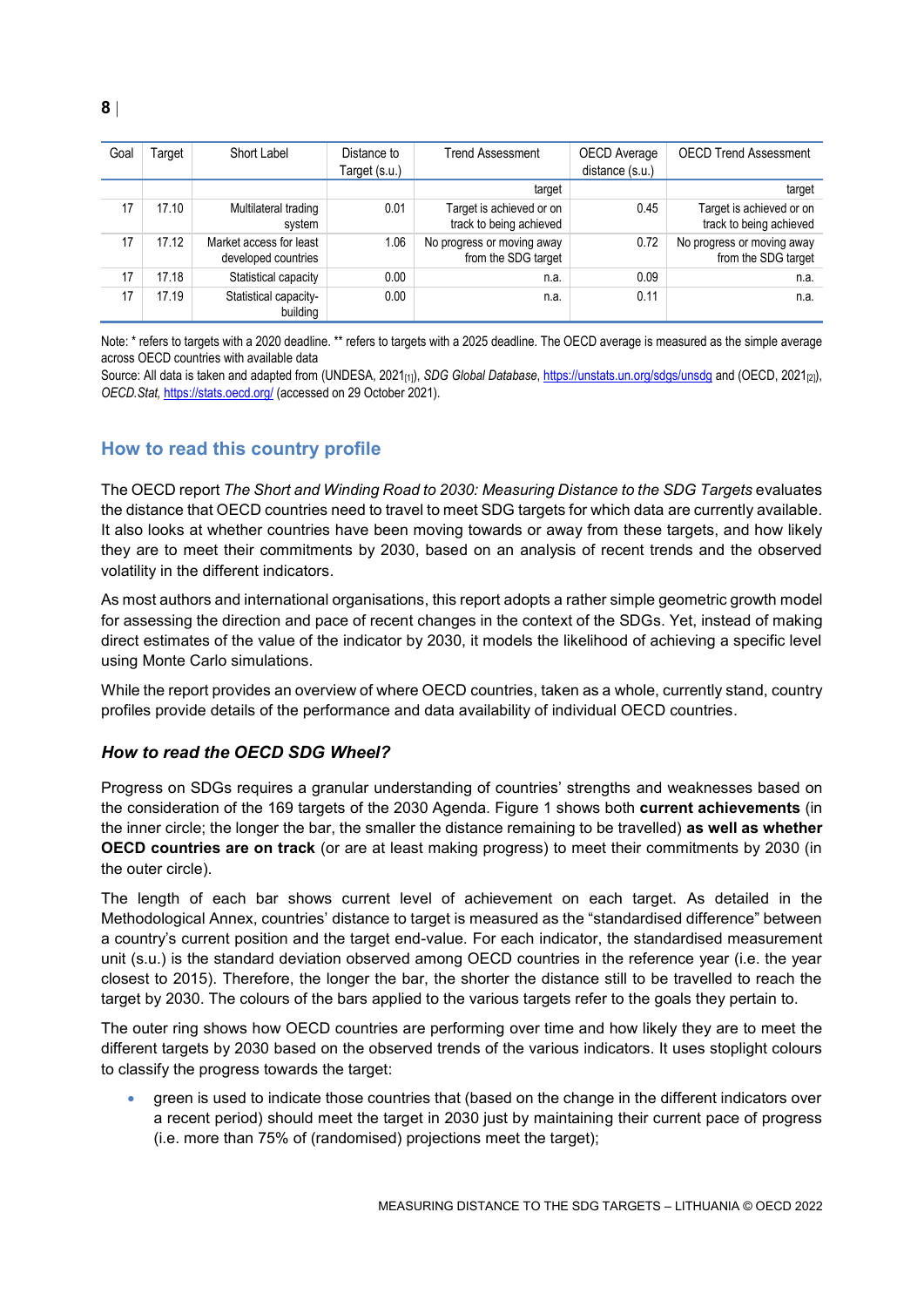| Goal | Target | Short Label | Distance to Target (s.u.) | Trend Assessment | OECD Average distance (s.u.) | OECD Trend Assessment |
|---|---|---|---|---|---|---|
| | | | | target | | target |
| 17 | 17.10 | Multilateral trading system | 0.01 | Target is achieved or on track to being achieved | 0.45 | Target is achieved or on track to being achieved |
| 17 | 17.12 | Market access for least developed countries | 1.06 | No progress or moving away from the SDG target | 0.72 | No progress or moving away from the SDG target |
| 17 | 17.18 | Statistical capacity | 0.00 | n.a. | 0.09 | n.a. |
| 17 | 17.19 | Statistical capacity-building | 0.00 | n.a. | 0.11 | n.a. |

Note: * refers to targets with a 2020 deadline. ** refers to targets with a 2025 deadline. The OECD average is measured as the simple average across OECD countries with available data

Source: All data is taken and adapted from (UNDESA, 2021[1]), *SDG Global Database*, https://unstats.un.org/sdgs/unsdg and (OECD, 2021[2]), *OECD.Stat*, https://stats.oecd.org/ (accessed on 29 October 2021).

## How to read this country profile

The OECD report *The Short and Winding Road to 2030: Measuring Distance to the SDG Targets* evaluates the distance that OECD countries need to travel to meet SDG targets for which data are currently available. It also looks at whether countries have been moving towards or away from these targets, and how likely they are to meet their commitments by 2030, based on an analysis of recent trends and the observed volatility in the different indicators.

As most authors and international organisations, this report adopts a rather simple geometric growth model for assessing the direction and pace of recent changes in the context of the SDGs. Yet, instead of making direct estimates of the value of the indicator by 2030, it models the likelihood of achieving a specific level using Monte Carlo simulations.

While the report provides an overview of where OECD countries, taken as a whole, currently stand, country profiles provide details of the performance and data availability of individual OECD countries.

### *How to read the OECD SDG Wheel?*

Progress on SDGs requires a granular understanding of countries' strengths and weaknesses based on the consideration of the 169 targets of the 2030 Agenda. Figure 1 shows both **current achievements** (in the inner circle; the longer the bar, the smaller the distance remaining to be travelled) **as well as whether OECD countries are on track** (or are at least making progress) to meet their commitments by 2030 (in the outer circle).

The length of each bar shows current level of achievement on each target. As detailed in the Methodological Annex, countries' distance to target is measured as the "standardised difference" between a country's current position and the target end-value. For each indicator, the standardised measurement unit (s.u.) is the standard deviation observed among OECD countries in the reference year (i.e. the year closest to 2015). Therefore, the longer the bar, the shorter the distance still to be travelled to reach the target by 2030. The colours of the bars applied to the various targets refer to the goals they pertain to.

The outer ring shows how OECD countries are performing over time and how likely they are to meet the different targets by 2030 based on the observed trends of the various indicators. It uses stoplight colours to classify the progress towards the target:

- green is used to indicate those countries that (based on the change in the different indicators over a recent period) should meet the target in 2030 just by maintaining their current pace of progress (i.e. more than 75% of (randomised) projections meet the target);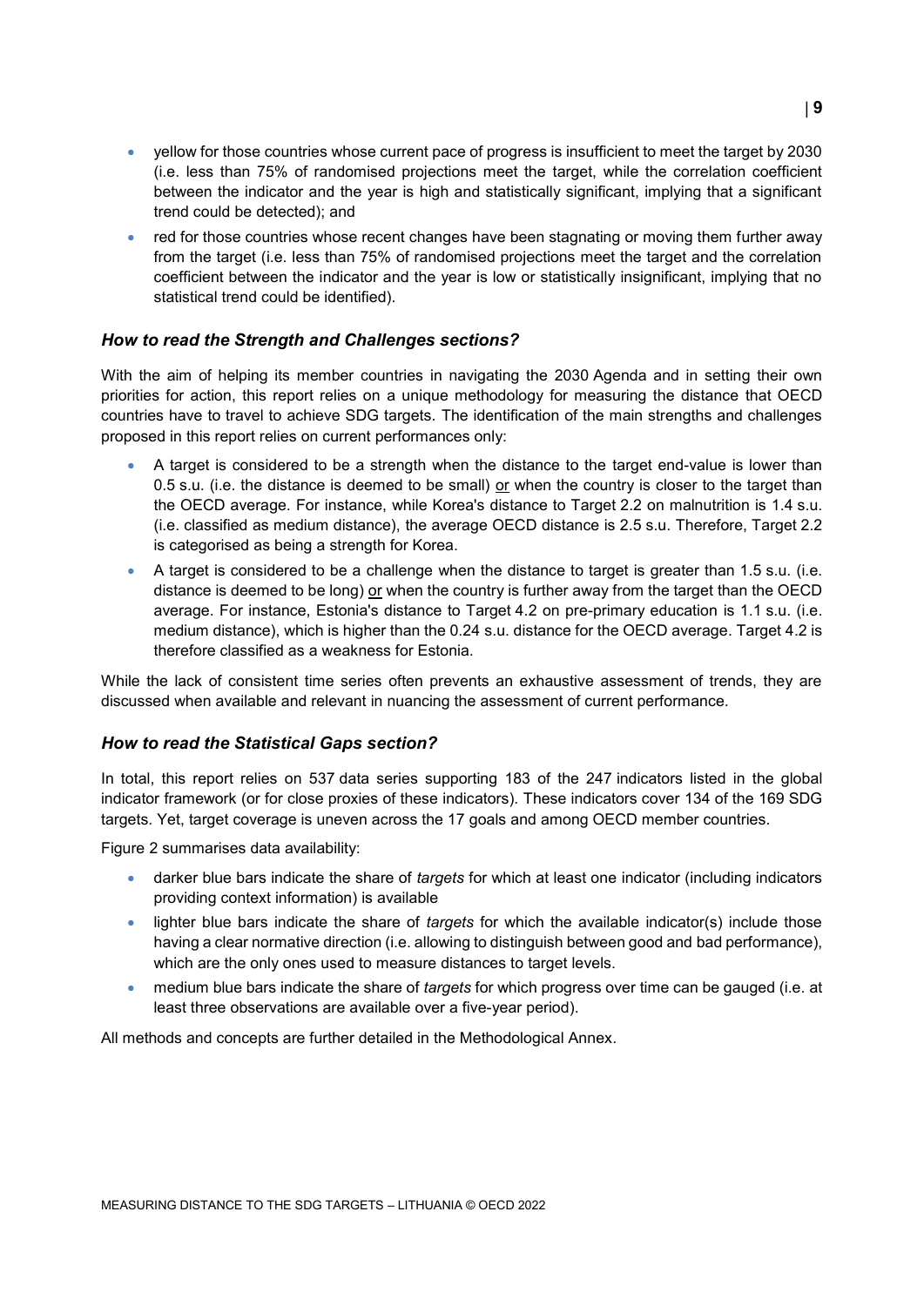- yellow for those countries whose current pace of progress is insufficient to meet the target by 2030 (i.e. less than 75% of randomised projections meet the target, while the correlation coefficient between the indicator and the year is high and statistically significant, implying that a significant trend could be detected); and
- red for those countries whose recent changes have been stagnating or moving them further away from the target (i.e. less than 75% of randomised projections meet the target and the correlation coefficient between the indicator and the year is low or statistically insignificant, implying that no statistical trend could be identified).

### *How to read the Strength and Challenges sections?*

With the aim of helping its member countries in navigating the 2030 Agenda and in setting their own priorities for action, this report relies on a unique methodology for measuring the distance that OECD countries have to travel to achieve SDG targets. The identification of the main strengths and challenges proposed in this report relies on current performances only:

- A target is considered to be a strength when the distance to the target end-value is lower than 0.5 s.u. (i.e. the distance is deemed to be small) or when the country is closer to the target than the OECD average. For instance, while Korea's distance to Target 2.2 on malnutrition is 1.4 s.u. (i.e. classified as medium distance), the average OECD distance is 2.5 s.u. Therefore, Target 2.2 is categorised as being a strength for Korea.
- A target is considered to be a challenge when the distance to target is greater than 1.5 s.u. (i.e. distance is deemed to be long) or when the country is further away from the target than the OECD average. For instance, Estonia's distance to Target 4.2 on pre-primary education is 1.1 s.u. (i.e. medium distance), which is higher than the 0.24 s.u. distance for the OECD average. Target 4.2 is therefore classified as a weakness for Estonia.

While the lack of consistent time series often prevents an exhaustive assessment of trends, they are discussed when available and relevant in nuancing the assessment of current performance.

### *How to read the Statistical Gaps section?*

In total, this report relies on 537 data series supporting 183 of the 247 indicators listed in the global indicator framework (or for close proxies of these indicators). These indicators cover 134 of the 169 SDG targets. Yet, target coverage is uneven across the 17 goals and among OECD member countries.

Figure 2 summarises data availability:

- darker blue bars indicate the share of *targets* for which at least one indicator (including indicators providing context information) is available
- lighter blue bars indicate the share of *targets* for which the available indicator(s) include those having a clear normative direction (i.e. allowing to distinguish between good and bad performance), which are the only ones used to measure distances to target levels.
- medium blue bars indicate the share of *targets* for which progress over time can be gauged (i.e. at least three observations are available over a five-year period).

All methods and concepts are further detailed in the Methodological Annex.